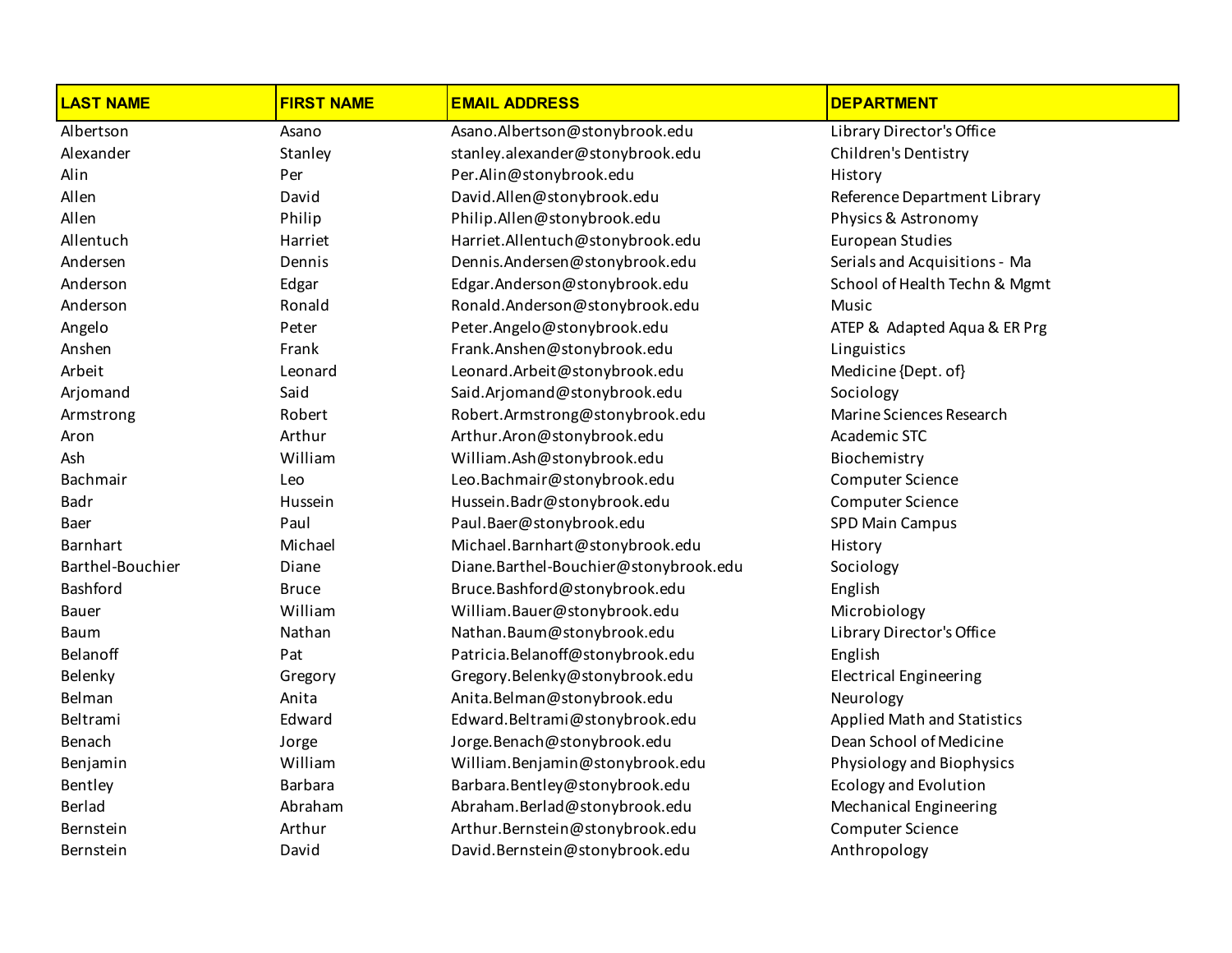| LAST NAME | FIRST NAME | EMAIL ADDRESS | DEPARTMENT |
| --- | --- | --- | --- |
| Albertson | Asano | Asano.Albertson@stonybrook.edu | Library Director's Office |
| Alexander | Stanley | stanley.alexander@stonybrook.edu | Children's Dentistry |
| Alin | Per | Per.Alin@stonybrook.edu | History |
| Allen | David | David.Allen@stonybrook.edu | Reference Department Library |
| Allen | Philip | Philip.Allen@stonybrook.edu | Physics & Astronomy |
| Allentuch | Harriet | Harriet.Allentuch@stonybrook.edu | European Studies |
| Andersen | Dennis | Dennis.Andersen@stonybrook.edu | Serials and Acquisitions - Ma |
| Anderson | Edgar | Edgar.Anderson@stonybrook.edu | School of Health Techn & Mgmt |
| Anderson | Ronald | Ronald.Anderson@stonybrook.edu | Music |
| Angelo | Peter | Peter.Angelo@stonybrook.edu | ATEP & Adapted Aqua & ER Prg |
| Anshen | Frank | Frank.Anshen@stonybrook.edu | Linguistics |
| Arbeit | Leonard | Leonard.Arbeit@stonybrook.edu | Medicine {Dept. of} |
| Arjomand | Said | Said.Arjomand@stonybrook.edu | Sociology |
| Armstrong | Robert | Robert.Armstrong@stonybrook.edu | Marine Sciences Research |
| Aron | Arthur | Arthur.Aron@stonybrook.edu | Academic STC |
| Ash | William | William.Ash@stonybrook.edu | Biochemistry |
| Bachmair | Leo | Leo.Bachmair@stonybrook.edu | Computer Science |
| Badr | Hussein | Hussein.Badr@stonybrook.edu | Computer Science |
| Baer | Paul | Paul.Baer@stonybrook.edu | SPD Main Campus |
| Barnhart | Michael | Michael.Barnhart@stonybrook.edu | History |
| Barthel-Bouchier | Diane | Diane.Barthel-Bouchier@stonybrook.edu | Sociology |
| Bashford | Bruce | Bruce.Bashford@stonybrook.edu | English |
| Bauer | William | William.Bauer@stonybrook.edu | Microbiology |
| Baum | Nathan | Nathan.Baum@stonybrook.edu | Library Director's Office |
| Belanoff | Pat | Patricia.Belanoff@stonybrook.edu | English |
| Belenky | Gregory | Gregory.Belenky@stonybrook.edu | Electrical Engineering |
| Belman | Anita | Anita.Belman@stonybrook.edu | Neurology |
| Beltrami | Edward | Edward.Beltrami@stonybrook.edu | Applied Math and Statistics |
| Benach | Jorge | Jorge.Benach@stonybrook.edu | Dean School of Medicine |
| Benjamin | William | William.Benjamin@stonybrook.edu | Physiology and Biophysics |
| Bentley | Barbara | Barbara.Bentley@stonybrook.edu | Ecology and Evolution |
| Berlad | Abraham | Abraham.Berlad@stonybrook.edu | Mechanical Engineering |
| Bernstein | Arthur | Arthur.Bernstein@stonybrook.edu | Computer Science |
| Bernstein | David | David.Bernstein@stonybrook.edu | Anthropology |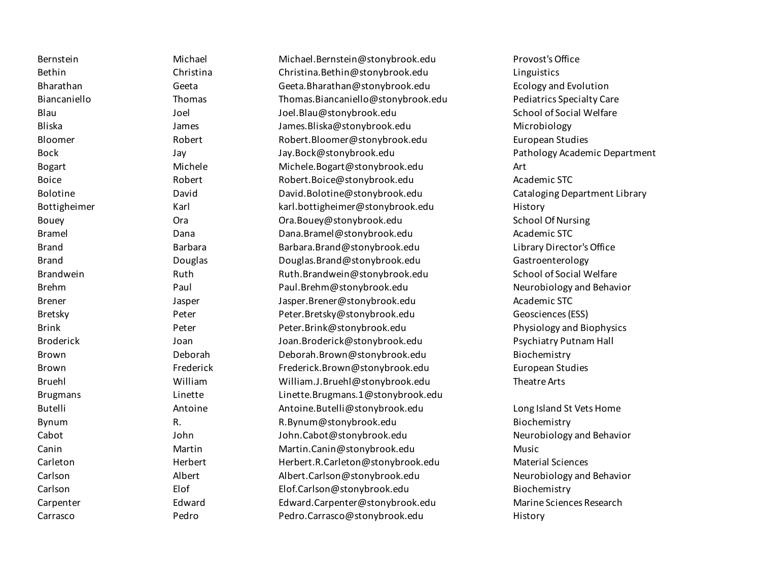| | | | |
|---|---|---|---|
| Bernstein | Michael | Michael.Bernstein@stonybrook.edu | Provost's Office |
| Bethin | Christina | Christina.Bethin@stonybrook.edu | Linguistics |
| Bharathan | Geeta | Geeta.Bharathan@stonybrook.edu | Ecology and Evolution |
| Biancaniello | Thomas | Thomas.Biancaniello@stonybrook.edu | Pediatrics Specialty Care |
| Blau | Joel | Joel.Blau@stonybrook.edu | School of Social Welfare |
| Bliska | James | James.Bliska@stonybrook.edu | Microbiology |
| Bloomer | Robert | Robert.Bloomer@stonybrook.edu | European Studies |
| Bock | Jay | Jay.Bock@stonybrook.edu | Pathology Academic Department |
| Bogart | Michele | Michele.Bogart@stonybrook.edu | Art |
| Boice | Robert | Robert.Boice@stonybrook.edu | Academic STC |
| Bolotine | David | David.Bolotine@stonybrook.edu | Cataloging Department Library |
| Bottigheimer | Karl | karl.bottigheimer@stonybrook.edu | History |
| Bouey | Ora | Ora.Bouey@stonybrook.edu | School Of Nursing |
| Bramel | Dana | Dana.Bramel@stonybrook.edu | Academic STC |
| Brand | Barbara | Barbara.Brand@stonybrook.edu | Library Director's Office |
| Brand | Douglas | Douglas.Brand@stonybrook.edu | Gastroenterology |
| Brandwein | Ruth | Ruth.Brandwein@stonybrook.edu | School of Social Welfare |
| Brehm | Paul | Paul.Brehm@stonybrook.edu | Neurobiology and Behavior |
| Brener | Jasper | Jasper.Brener@stonybrook.edu | Academic STC |
| Bretsky | Peter | Peter.Bretsky@stonybrook.edu | Geosciences (ESS) |
| Brink | Peter | Peter.Brink@stonybrook.edu | Physiology and Biophysics |
| Broderick | Joan | Joan.Broderick@stonybrook.edu | Psychiatry Putnam Hall |
| Brown | Deborah | Deborah.Brown@stonybrook.edu | Biochemistry |
| Brown | Frederick | Frederick.Brown@stonybrook.edu | European Studies |
| Bruehl | William | William.J.Bruehl@stonybrook.edu | Theatre Arts |
| Brugmans | Linette | Linette.Brugmans.1@stonybrook.edu | |
| Butelli | Antoine | Antoine.Butelli@stonybrook.edu | Long Island St Vets Home |
| Bynum | R. | R.Bynum@stonybrook.edu | Biochemistry |
| Cabot | John | John.Cabot@stonybrook.edu | Neurobiology and Behavior |
| Canin | Martin | Martin.Canin@stonybrook.edu | Music |
| Carleton | Herbert | Herbert.R.Carleton@stonybrook.edu | Material Sciences |
| Carlson | Albert | Albert.Carlson@stonybrook.edu | Neurobiology and Behavior |
| Carlson | Elof | Elof.Carlson@stonybrook.edu | Biochemistry |
| Carpenter | Edward | Edward.Carpenter@stonybrook.edu | Marine Sciences Research |
| Carrasco | Pedro | Pedro.Carrasco@stonybrook.edu | History |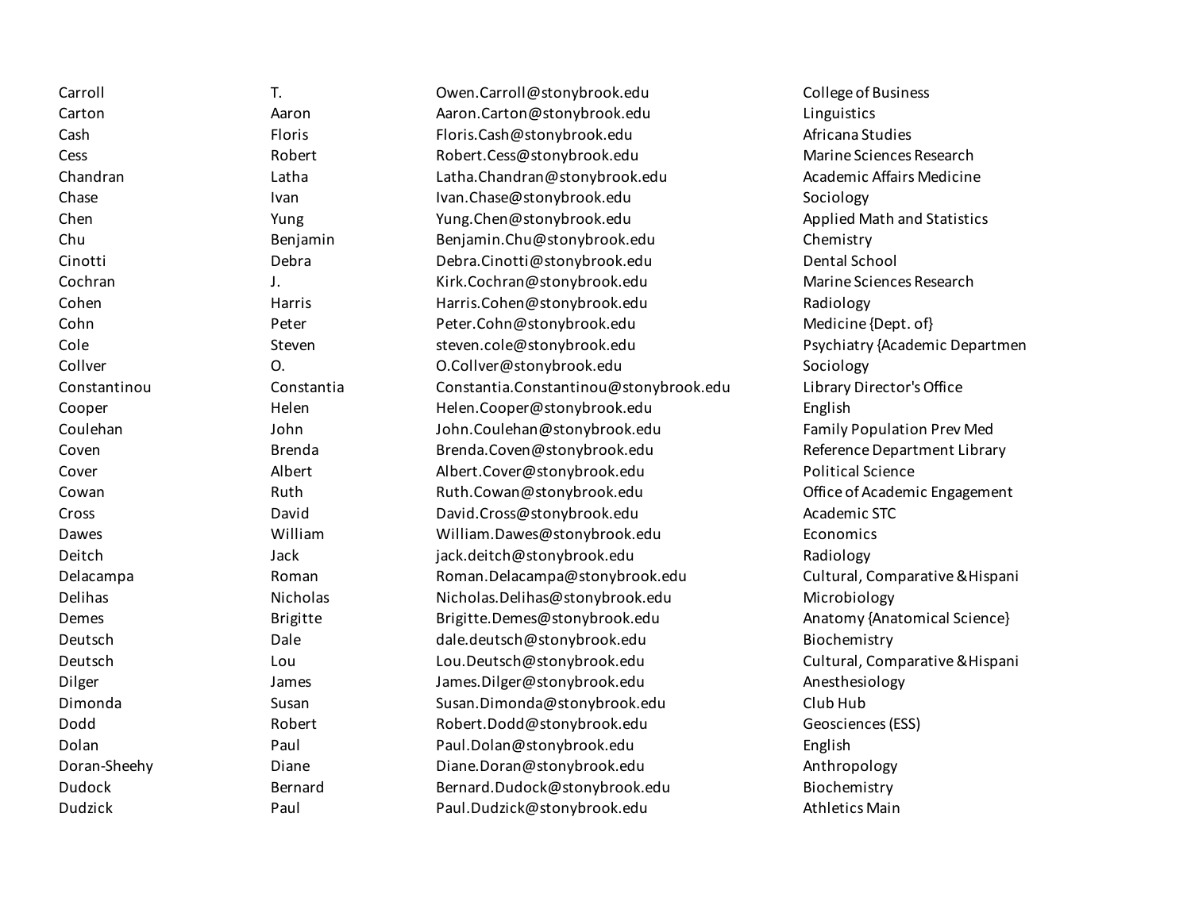| | | | |
|---|---|---|---|
| Carroll | T. | Owen.Carroll@stonybrook.edu | College of Business |
| Carton | Aaron | Aaron.Carton@stonybrook.edu | Linguistics |
| Cash | Floris | Floris.Cash@stonybrook.edu | Africana Studies |
| Cess | Robert | Robert.Cess@stonybrook.edu | Marine Sciences Research |
| Chandran | Latha | Latha.Chandran@stonybrook.edu | Academic Affairs Medicine |
| Chase | Ivan | Ivan.Chase@stonybrook.edu | Sociology |
| Chen | Yung | Yung.Chen@stonybrook.edu | Applied Math and Statistics |
| Chu | Benjamin | Benjamin.Chu@stonybrook.edu | Chemistry |
| Cinotti | Debra | Debra.Cinotti@stonybrook.edu | Dental School |
| Cochran | J. | Kirk.Cochran@stonybrook.edu | Marine Sciences Research |
| Cohen | Harris | Harris.Cohen@stonybrook.edu | Radiology |
| Cohn | Peter | Peter.Cohn@stonybrook.edu | Medicine {Dept. of} |
| Cole | Steven | steven.cole@stonybrook.edu | Psychiatry {Academic Departmen |
| Collver | O. | O.Collver@stonybrook.edu | Sociology |
| Constantinou | Constantia | Constantia.Constantinou@stonybrook.edu | Library Director's Office |
| Cooper | Helen | Helen.Cooper@stonybrook.edu | English |
| Coulehan | John | John.Coulehan@stonybrook.edu | Family Population Prev Med |
| Coven | Brenda | Brenda.Coven@stonybrook.edu | Reference Department Library |
| Cover | Albert | Albert.Cover@stonybrook.edu | Political Science |
| Cowan | Ruth | Ruth.Cowan@stonybrook.edu | Office of Academic Engagement |
| Cross | David | David.Cross@stonybrook.edu | Academic STC |
| Dawes | William | William.Dawes@stonybrook.edu | Economics |
| Deitch | Jack | jack.deitch@stonybrook.edu | Radiology |
| Delacampa | Roman | Roman.Delacampa@stonybrook.edu | Cultural, Comparative &Hispani |
| Delihas | Nicholas | Nicholas.Delihas@stonybrook.edu | Microbiology |
| Demes | Brigitte | Brigitte.Demes@stonybrook.edu | Anatomy {Anatomical Science} |
| Deutsch | Dale | dale.deutsch@stonybrook.edu | Biochemistry |
| Deutsch | Lou | Lou.Deutsch@stonybrook.edu | Cultural, Comparative &Hispani |
| Dilger | James | James.Dilger@stonybrook.edu | Anesthesiology |
| Dimonda | Susan | Susan.Dimonda@stonybrook.edu | Club Hub |
| Dodd | Robert | Robert.Dodd@stonybrook.edu | Geosciences (ESS) |
| Dolan | Paul | Paul.Dolan@stonybrook.edu | English |
| Doran-Sheehy | Diane | Diane.Doran@stonybrook.edu | Anthropology |
| Dudock | Bernard | Bernard.Dudock@stonybrook.edu | Biochemistry |
| Dudzick | Paul | Paul.Dudzick@stonybrook.edu | Athletics Main |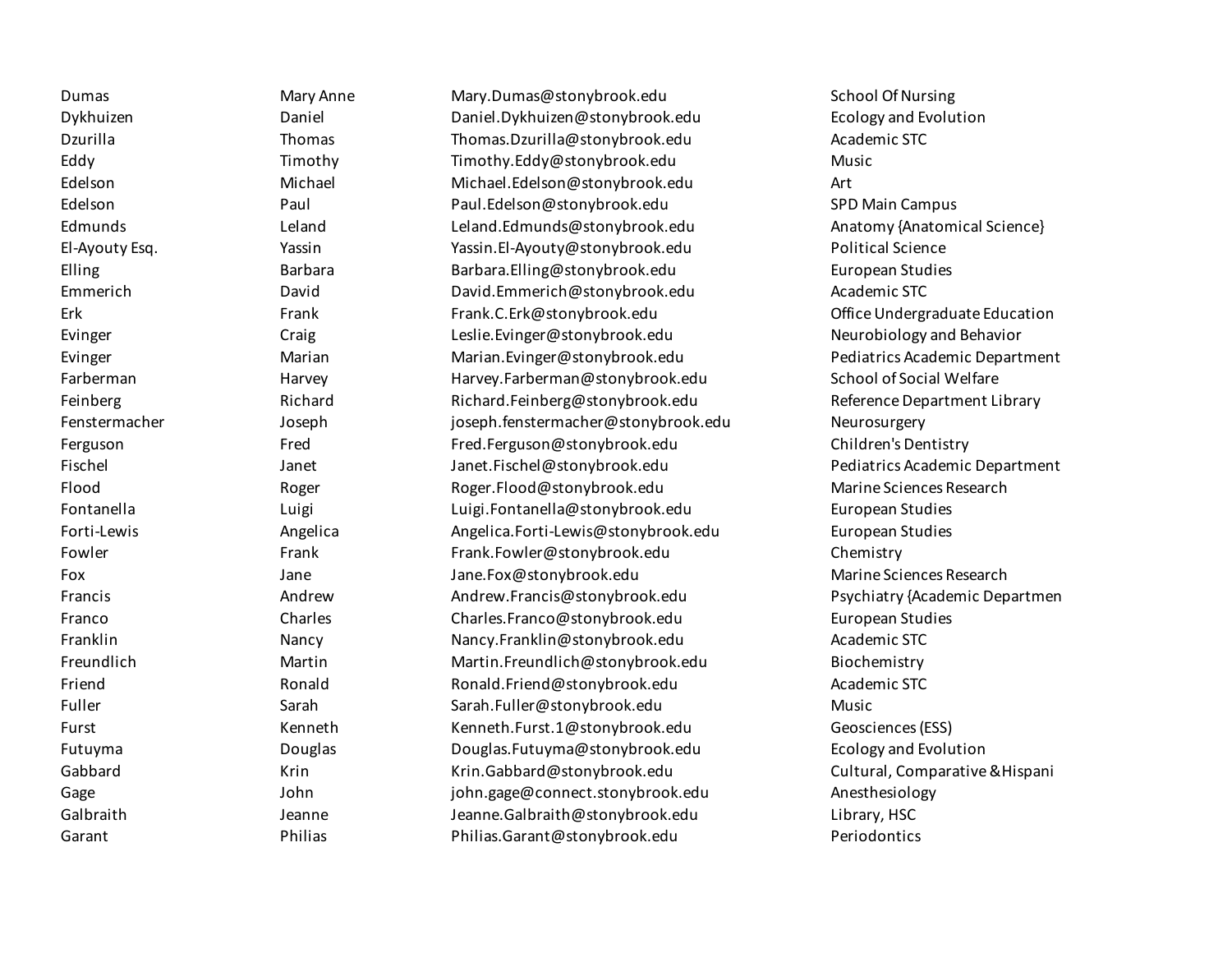| | | | |
|---|---|---|---|
| Dumas | Mary Anne | Mary.Dumas@stonybrook.edu | School Of Nursing |
| Dykhuizen | Daniel | Daniel.Dykhuizen@stonybrook.edu | Ecology and Evolution |
| Dzurilla | Thomas | Thomas.Dzurilla@stonybrook.edu | Academic STC |
| Eddy | Timothy | Timothy.Eddy@stonybrook.edu | Music |
| Edelson | Michael | Michael.Edelson@stonybrook.edu | Art |
| Edelson | Paul | Paul.Edelson@stonybrook.edu | SPD Main Campus |
| Edmunds | Leland | Leland.Edmunds@stonybrook.edu | Anatomy {Anatomical Science} |
| El-Ayouty Esq. | Yassin | Yassin.El-Ayouty@stonybrook.edu | Political Science |
| Elling | Barbara | Barbara.Elling@stonybrook.edu | European Studies |
| Emmerich | David | David.Emmerich@stonybrook.edu | Academic STC |
| Erk | Frank | Frank.C.Erk@stonybrook.edu | Office Undergraduate Education |
| Evinger | Craig | Leslie.Evinger@stonybrook.edu | Neurobiology and Behavior |
| Evinger | Marian | Marian.Evinger@stonybrook.edu | Pediatrics Academic Department |
| Farberman | Harvey | Harvey.Farberman@stonybrook.edu | School of Social Welfare |
| Feinberg | Richard | Richard.Feinberg@stonybrook.edu | Reference Department Library |
| Fenstermacher | Joseph | joseph.fenstermacher@stonybrook.edu | Neurosurgery |
| Ferguson | Fred | Fred.Ferguson@stonybrook.edu | Children's Dentistry |
| Fischel | Janet | Janet.Fischel@stonybrook.edu | Pediatrics Academic Department |
| Flood | Roger | Roger.Flood@stonybrook.edu | Marine Sciences Research |
| Fontanella | Luigi | Luigi.Fontanella@stonybrook.edu | European Studies |
| Forti-Lewis | Angelica | Angelica.Forti-Lewis@stonybrook.edu | European Studies |
| Fowler | Frank | Frank.Fowler@stonybrook.edu | Chemistry |
| Fox | Jane | Jane.Fox@stonybrook.edu | Marine Sciences Research |
| Francis | Andrew | Andrew.Francis@stonybrook.edu | Psychiatry {Academic Departmen |
| Franco | Charles | Charles.Franco@stonybrook.edu | European Studies |
| Franklin | Nancy | Nancy.Franklin@stonybrook.edu | Academic STC |
| Freundlich | Martin | Martin.Freundlich@stonybrook.edu | Biochemistry |
| Friend | Ronald | Ronald.Friend@stonybrook.edu | Academic STC |
| Fuller | Sarah | Sarah.Fuller@stonybrook.edu | Music |
| Furst | Kenneth | Kenneth.Furst.1@stonybrook.edu | Geosciences (ESS) |
| Futuyma | Douglas | Douglas.Futuyma@stonybrook.edu | Ecology and Evolution |
| Gabbard | Krin | Krin.Gabbard@stonybrook.edu | Cultural, Comparative &Hispani |
| Gage | John | john.gage@connect.stonybrook.edu | Anesthesiology |
| Galbraith | Jeanne | Jeanne.Galbraith@stonybrook.edu | Library, HSC |
| Garant | Philias | Philias.Garant@stonybrook.edu | Periodontics |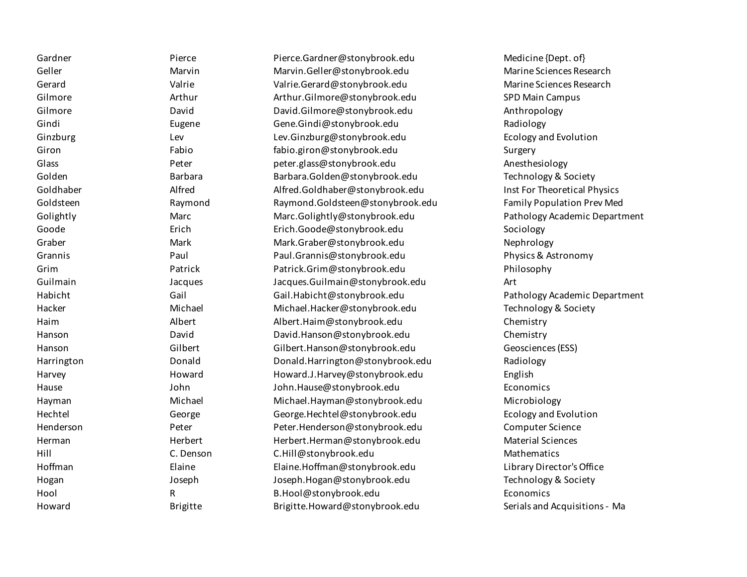| | | | |
|---|---|---|---|
| Gardner | Pierce | Pierce.Gardner@stonybrook.edu | Medicine {Dept. of} |
| Geller | Marvin | Marvin.Geller@stonybrook.edu | Marine Sciences Research |
| Gerard | Valrie | Valrie.Gerard@stonybrook.edu | Marine Sciences Research |
| Gilmore | Arthur | Arthur.Gilmore@stonybrook.edu | SPD Main Campus |
| Gilmore | David | David.Gilmore@stonybrook.edu | Anthropology |
| Gindi | Eugene | Gene.Gindi@stonybrook.edu | Radiology |
| Ginzburg | Lev | Lev.Ginzburg@stonybrook.edu | Ecology and Evolution |
| Giron | Fabio | fabio.giron@stonybrook.edu | Surgery |
| Glass | Peter | peter.glass@stonybrook.edu | Anesthesiology |
| Golden | Barbara | Barbara.Golden@stonybrook.edu | Technology & Society |
| Goldhaber | Alfred | Alfred.Goldhaber@stonybrook.edu | Inst For Theoretical Physics |
| Goldsteen | Raymond | Raymond.Goldsteen@stonybrook.edu | Family Population Prev Med |
| Golightly | Marc | Marc.Golightly@stonybrook.edu | Pathology Academic Department |
| Goode | Erich | Erich.Goode@stonybrook.edu | Sociology |
| Graber | Mark | Mark.Graber@stonybrook.edu | Nephrology |
| Grannis | Paul | Paul.Grannis@stonybrook.edu | Physics & Astronomy |
| Grim | Patrick | Patrick.Grim@stonybrook.edu | Philosophy |
| Guilmain | Jacques | Jacques.Guilmain@stonybrook.edu | Art |
| Habicht | Gail | Gail.Habicht@stonybrook.edu | Pathology Academic Department |
| Hacker | Michael | Michael.Hacker@stonybrook.edu | Technology & Society |
| Haim | Albert | Albert.Haim@stonybrook.edu | Chemistry |
| Hanson | David | David.Hanson@stonybrook.edu | Chemistry |
| Hanson | Gilbert | Gilbert.Hanson@stonybrook.edu | Geosciences (ESS) |
| Harrington | Donald | Donald.Harrington@stonybrook.edu | Radiology |
| Harvey | Howard | Howard.J.Harvey@stonybrook.edu | English |
| Hause | John | John.Hause@stonybrook.edu | Economics |
| Hayman | Michael | Michael.Hayman@stonybrook.edu | Microbiology |
| Hechtel | George | George.Hechtel@stonybrook.edu | Ecology and Evolution |
| Henderson | Peter | Peter.Henderson@stonybrook.edu | Computer Science |
| Herman | Herbert | Herbert.Herman@stonybrook.edu | Material Sciences |
| Hill | C. Denson | C.Hill@stonybrook.edu | Mathematics |
| Hoffman | Elaine | Elaine.Hoffman@stonybrook.edu | Library Director's Office |
| Hogan | Joseph | Joseph.Hogan@stonybrook.edu | Technology & Society |
| Hool | R | B.Hool@stonybrook.edu | Economics |
| Howard | Brigitte | Brigitte.Howard@stonybrook.edu | Serials and Acquisitions - Ma |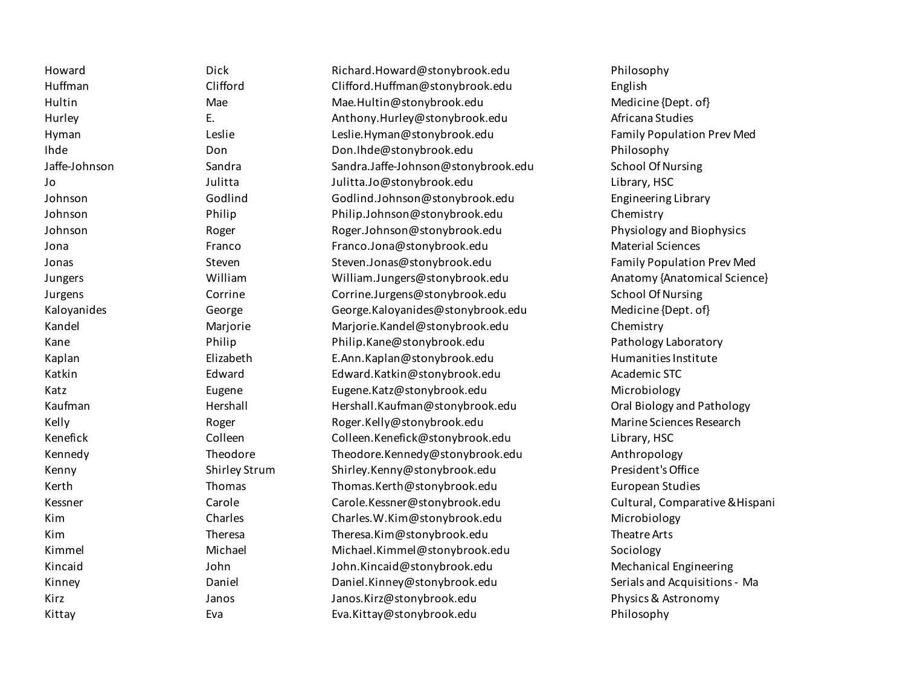| | | | |
|---|---|---|---|
| Howard | Dick | Richard.Howard@stonybrook.edu | Philosophy |
| Huffman | Clifford | Clifford.Huffman@stonybrook.edu | English |
| Hultin | Mae | Mae.Hultin@stonybrook.edu | Medicine {Dept. of} |
| Hurley | E. | Anthony.Hurley@stonybrook.edu | Africana Studies |
| Hyman | Leslie | Leslie.Hyman@stonybrook.edu | Family Population Prev Med |
| Ihde | Don | Don.Ihde@stonybrook.edu | Philosophy |
| Jaffe-Johnson | Sandra | Sandra.Jaffe-Johnson@stonybrook.edu | School Of Nursing |
| Jo | Julitta | Julitta.Jo@stonybrook.edu | Library, HSC |
| Johnson | Godlind | Godlind.Johnson@stonybrook.edu | Engineering Library |
| Johnson | Philip | Philip.Johnson@stonybrook.edu | Chemistry |
| Johnson | Roger | Roger.Johnson@stonybrook.edu | Physiology and Biophysics |
| Jona | Franco | Franco.Jona@stonybrook.edu | Material Sciences |
| Jonas | Steven | Steven.Jonas@stonybrook.edu | Family Population Prev Med |
| Jungers | William | William.Jungers@stonybrook.edu | Anatomy {Anatomical Science} |
| Jurgens | Corrine | Corrine.Jurgens@stonybrook.edu | School Of Nursing |
| Kaloyanides | George | George.Kaloyanides@stonybrook.edu | Medicine {Dept. of} |
| Kandel | Marjorie | Marjorie.Kandel@stonybrook.edu | Chemistry |
| Kane | Philip | Philip.Kane@stonybrook.edu | Pathology Laboratory |
| Kaplan | Elizabeth | E.Ann.Kaplan@stonybrook.edu | Humanities Institute |
| Katkin | Edward | Edward.Katkin@stonybrook.edu | Academic STC |
| Katz | Eugene | Eugene.Katz@stonybrook.edu | Microbiology |
| Kaufman | Hershall | Hershall.Kaufman@stonybrook.edu | Oral Biology and Pathology |
| Kelly | Roger | Roger.Kelly@stonybrook.edu | Marine Sciences Research |
| Kenefick | Colleen | Colleen.Kenefick@stonybrook.edu | Library, HSC |
| Kennedy | Theodore | Theodore.Kennedy@stonybrook.edu | Anthropology |
| Kenny | Shirley Strum | Shirley.Kenny@stonybrook.edu | President's Office |
| Kerth | Thomas | Thomas.Kerth@stonybrook.edu | European Studies |
| Kessner | Carole | Carole.Kessner@stonybrook.edu | Cultural, Comparative &Hispani |
| Kim | Charles | Charles.W.Kim@stonybrook.edu | Microbiology |
| Kim | Theresa | Theresa.Kim@stonybrook.edu | Theatre Arts |
| Kimmel | Michael | Michael.Kimmel@stonybrook.edu | Sociology |
| Kincaid | John | John.Kincaid@stonybrook.edu | Mechanical Engineering |
| Kinney | Daniel | Daniel.Kinney@stonybrook.edu | Serials and Acquisitions - Ma |
| Kirz | Janos | Janos.Kirz@stonybrook.edu | Physics & Astronomy |
| Kittay | Eva | Eva.Kittay@stonybrook.edu | Philosophy |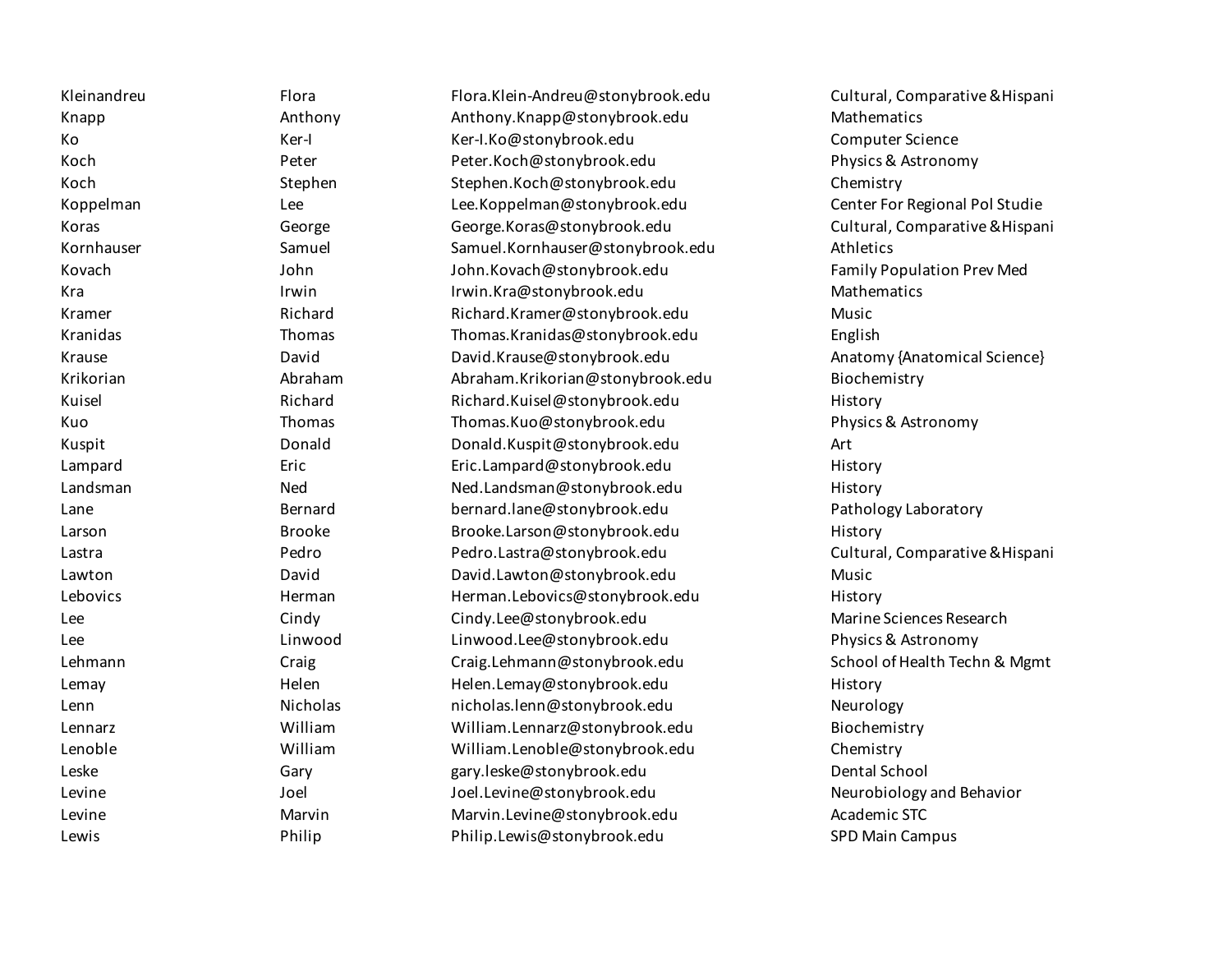| | | | |
|---|---|---|---|
| Kleinandreu | Flora | Flora.Klein-Andreu@stonybrook.edu | Cultural, Comparative &Hispani |
| Knapp | Anthony | Anthony.Knapp@stonybrook.edu | Mathematics |
| Ko | Ker-I | Ker-I.Ko@stonybrook.edu | Computer Science |
| Koch | Peter | Peter.Koch@stonybrook.edu | Physics & Astronomy |
| Koch | Stephen | Stephen.Koch@stonybrook.edu | Chemistry |
| Koppelman | Lee | Lee.Koppelman@stonybrook.edu | Center For Regional Pol Studie |
| Koras | George | George.Koras@stonybrook.edu | Cultural, Comparative &Hispani |
| Kornhauser | Samuel | Samuel.Kornhauser@stonybrook.edu | Athletics |
| Kovach | John | John.Kovach@stonybrook.edu | Family Population Prev Med |
| Kra | Irwin | Irwin.Kra@stonybrook.edu | Mathematics |
| Kramer | Richard | Richard.Kramer@stonybrook.edu | Music |
| Kranidas | Thomas | Thomas.Kranidas@stonybrook.edu | English |
| Krause | David | David.Krause@stonybrook.edu | Anatomy {Anatomical Science} |
| Krikorian | Abraham | Abraham.Krikorian@stonybrook.edu | Biochemistry |
| Kuisel | Richard | Richard.Kuisel@stonybrook.edu | History |
| Kuo | Thomas | Thomas.Kuo@stonybrook.edu | Physics & Astronomy |
| Kuspit | Donald | Donald.Kuspit@stonybrook.edu | Art |
| Lampard | Eric | Eric.Lampard@stonybrook.edu | History |
| Landsman | Ned | Ned.Landsman@stonybrook.edu | History |
| Lane | Bernard | bernard.lane@stonybrook.edu | Pathology Laboratory |
| Larson | Brooke | Brooke.Larson@stonybrook.edu | History |
| Lastra | Pedro | Pedro.Lastra@stonybrook.edu | Cultural, Comparative &Hispani |
| Lawton | David | David.Lawton@stonybrook.edu | Music |
| Lebovics | Herman | Herman.Lebovics@stonybrook.edu | History |
| Lee | Cindy | Cindy.Lee@stonybrook.edu | Marine Sciences Research |
| Lee | Linwood | Linwood.Lee@stonybrook.edu | Physics & Astronomy |
| Lehmann | Craig | Craig.Lehmann@stonybrook.edu | School of Health Techn & Mgmt |
| Lemay | Helen | Helen.Lemay@stonybrook.edu | History |
| Lenn | Nicholas | nicholas.lenn@stonybrook.edu | Neurology |
| Lennarz | William | William.Lennarz@stonybrook.edu | Biochemistry |
| Lenoble | William | William.Lenoble@stonybrook.edu | Chemistry |
| Leske | Gary | gary.leske@stonybrook.edu | Dental School |
| Levine | Joel | Joel.Levine@stonybrook.edu | Neurobiology and Behavior |
| Levine | Marvin | Marvin.Levine@stonybrook.edu | Academic STC |
| Lewis | Philip | Philip.Lewis@stonybrook.edu | SPD Main Campus |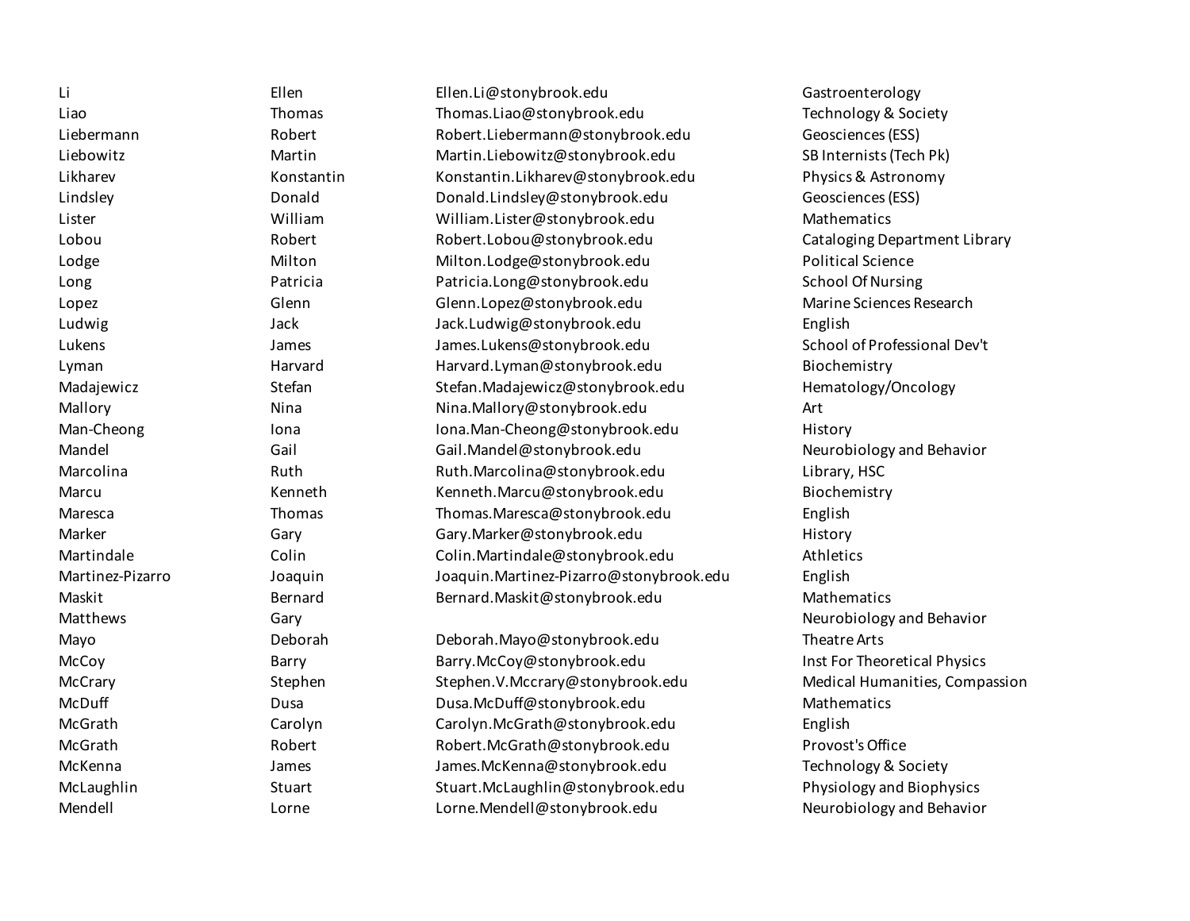| | | | |
|---|---|---|---|
| Li | Ellen | Ellen.Li@stonybrook.edu | Gastroenterology |
| Liao | Thomas | Thomas.Liao@stonybrook.edu | Technology & Society |
| Liebermann | Robert | Robert.Liebermann@stonybrook.edu | Geosciences (ESS) |
| Liebowitz | Martin | Martin.Liebowitz@stonybrook.edu | SB Internists (Tech Pk) |
| Likharev | Konstantin | Konstantin.Likharev@stonybrook.edu | Physics & Astronomy |
| Lindsley | Donald | Donald.Lindsley@stonybrook.edu | Geosciences (ESS) |
| Lister | William | William.Lister@stonybrook.edu | Mathematics |
| Lobou | Robert | Robert.Lobou@stonybrook.edu | Cataloging Department Library |
| Lodge | Milton | Milton.Lodge@stonybrook.edu | Political Science |
| Long | Patricia | Patricia.Long@stonybrook.edu | School Of Nursing |
| Lopez | Glenn | Glenn.Lopez@stonybrook.edu | Marine Sciences Research |
| Ludwig | Jack | Jack.Ludwig@stonybrook.edu | English |
| Lukens | James | James.Lukens@stonybrook.edu | School of Professional Dev't |
| Lyman | Harvard | Harvard.Lyman@stonybrook.edu | Biochemistry |
| Madajewicz | Stefan | Stefan.Madajewicz@stonybrook.edu | Hematology/Oncology |
| Mallory | Nina | Nina.Mallory@stonybrook.edu | Art |
| Man-Cheong | Iona | Iona.Man-Cheong@stonybrook.edu | History |
| Mandel | Gail | Gail.Mandel@stonybrook.edu | Neurobiology and Behavior |
| Marcolina | Ruth | Ruth.Marcolina@stonybrook.edu | Library, HSC |
| Marcu | Kenneth | Kenneth.Marcu@stonybrook.edu | Biochemistry |
| Maresca | Thomas | Thomas.Maresca@stonybrook.edu | English |
| Marker | Gary | Gary.Marker@stonybrook.edu | History |
| Martindale | Colin | Colin.Martindale@stonybrook.edu | Athletics |
| Martinez-Pizarro | Joaquin | Joaquin.Martinez-Pizarro@stonybrook.edu | English |
| Maskit | Bernard | Bernard.Maskit@stonybrook.edu | Mathematics |
| Matthews | Gary | | Neurobiology and Behavior |
| Mayo | Deborah | Deborah.Mayo@stonybrook.edu | Theatre Arts |
| McCoy | Barry | Barry.McCoy@stonybrook.edu | Inst For Theoretical Physics |
| McCrary | Stephen | Stephen.V.Mccrary@stonybrook.edu | Medical Humanities, Compassion |
| McDuff | Dusa | Dusa.McDuff@stonybrook.edu | Mathematics |
| McGrath | Carolyn | Carolyn.McGrath@stonybrook.edu | English |
| McGrath | Robert | Robert.McGrath@stonybrook.edu | Provost's Office |
| McKenna | James | James.McKenna@stonybrook.edu | Technology & Society |
| McLaughlin | Stuart | Stuart.McLaughlin@stonybrook.edu | Physiology and Biophysics |
| Mendell | Lorne | Lorne.Mendell@stonybrook.edu | Neurobiology and Behavior |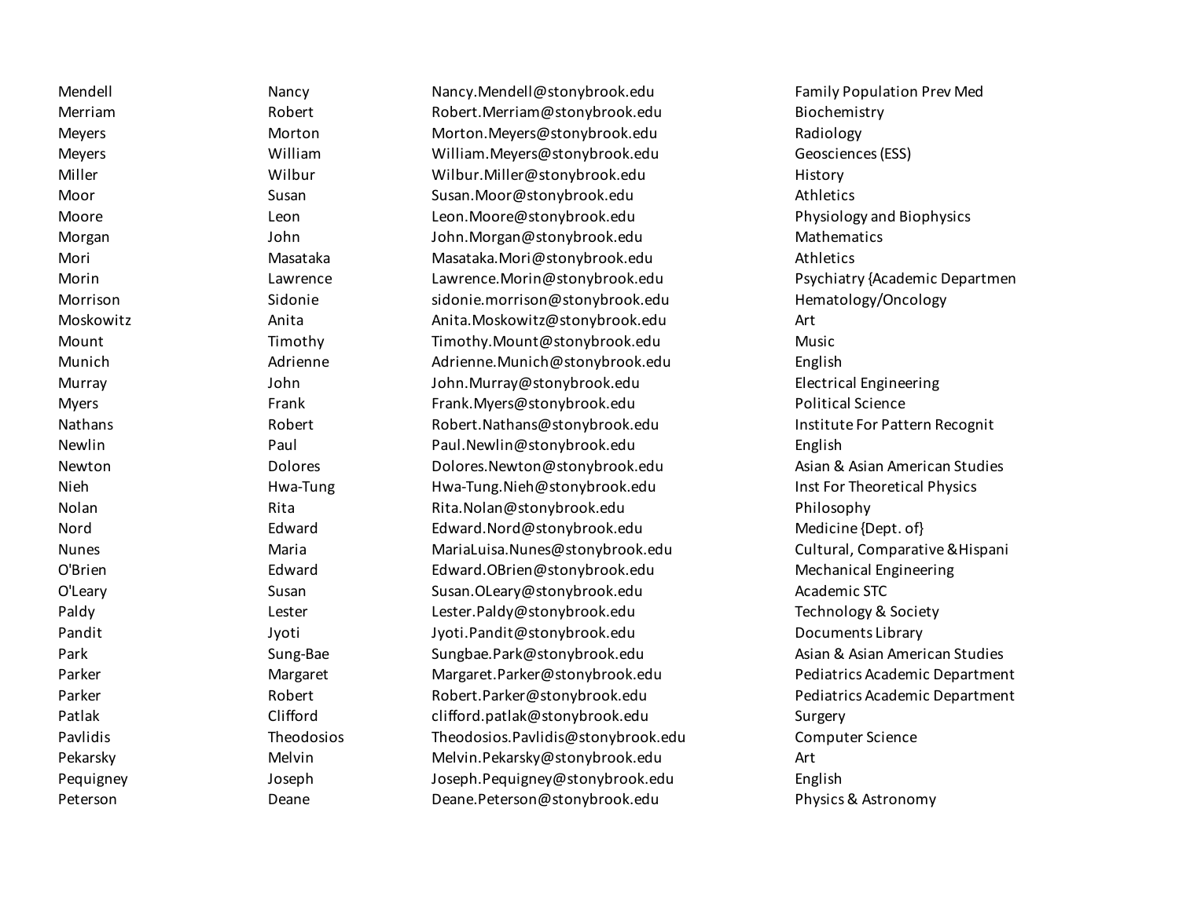| | | | |
|---|---|---|---|
| Mendell | Nancy | Nancy.Mendell@stonybrook.edu | Family Population Prev Med |
| Merriam | Robert | Robert.Merriam@stonybrook.edu | Biochemistry |
| Meyers | Morton | Morton.Meyers@stonybrook.edu | Radiology |
| Meyers | William | William.Meyers@stonybrook.edu | Geosciences (ESS) |
| Miller | Wilbur | Wilbur.Miller@stonybrook.edu | History |
| Moor | Susan | Susan.Moor@stonybrook.edu | Athletics |
| Moore | Leon | Leon.Moore@stonybrook.edu | Physiology and Biophysics |
| Morgan | John | John.Morgan@stonybrook.edu | Mathematics |
| Mori | Masataka | Masataka.Mori@stonybrook.edu | Athletics |
| Morin | Lawrence | Lawrence.Morin@stonybrook.edu | Psychiatry {Academic Departmen |
| Morrison | Sidonie | sidonie.morrison@stonybrook.edu | Hematology/Oncology |
| Moskowitz | Anita | Anita.Moskowitz@stonybrook.edu | Art |
| Mount | Timothy | Timothy.Mount@stonybrook.edu | Music |
| Munich | Adrienne | Adrienne.Munich@stonybrook.edu | English |
| Murray | John | John.Murray@stonybrook.edu | Electrical Engineering |
| Myers | Frank | Frank.Myers@stonybrook.edu | Political Science |
| Nathans | Robert | Robert.Nathans@stonybrook.edu | Institute For Pattern Recognit |
| Newlin | Paul | Paul.Newlin@stonybrook.edu | English |
| Newton | Dolores | Dolores.Newton@stonybrook.edu | Asian & Asian American Studies |
| Nieh | Hwa-Tung | Hwa-Tung.Nieh@stonybrook.edu | Inst For Theoretical Physics |
| Nolan | Rita | Rita.Nolan@stonybrook.edu | Philosophy |
| Nord | Edward | Edward.Nord@stonybrook.edu | Medicine {Dept. of} |
| Nunes | Maria | MariaLuisa.Nunes@stonybrook.edu | Cultural, Comparative &Hispani |
| O'Brien | Edward | Edward.OBrien@stonybrook.edu | Mechanical Engineering |
| O'Leary | Susan | Susan.OLeary@stonybrook.edu | Academic STC |
| Paldy | Lester | Lester.Paldy@stonybrook.edu | Technology & Society |
| Pandit | Jyoti | Jyoti.Pandit@stonybrook.edu | Documents Library |
| Park | Sung-Bae | Sungbae.Park@stonybrook.edu | Asian & Asian American Studies |
| Parker | Margaret | Margaret.Parker@stonybrook.edu | Pediatrics Academic Department |
| Parker | Robert | Robert.Parker@stonybrook.edu | Pediatrics Academic Department |
| Patlak | Clifford | clifford.patlak@stonybrook.edu | Surgery |
| Pavlidis | Theodosios | Theodosios.Pavlidis@stonybrook.edu | Computer Science |
| Pekarsky | Melvin | Melvin.Pekarsky@stonybrook.edu | Art |
| Pequigney | Joseph | Joseph.Pequigney@stonybrook.edu | English |
| Peterson | Deane | Deane.Peterson@stonybrook.edu | Physics & Astronomy |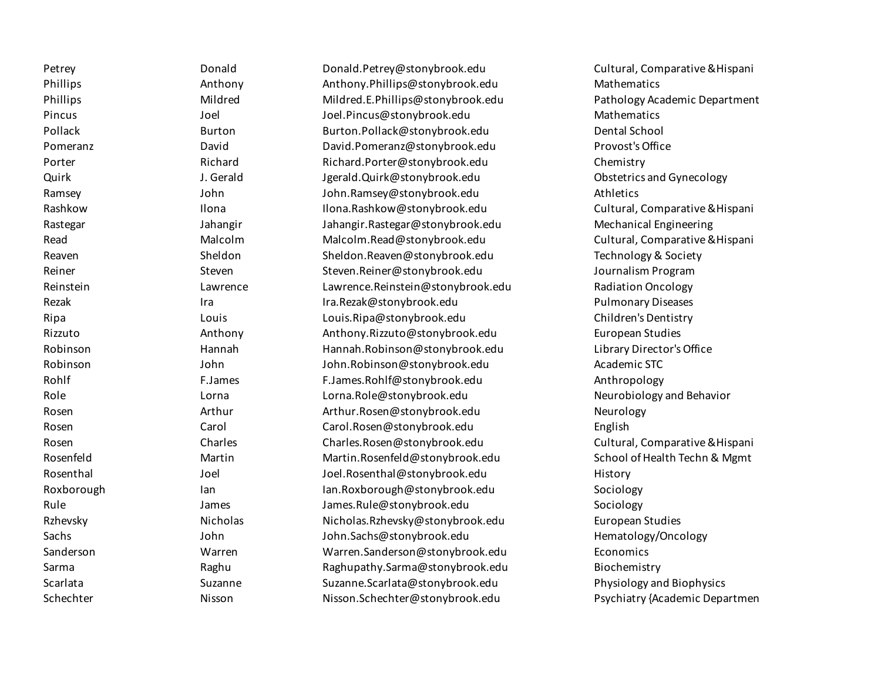| | | | |
|---|---|---|---|
| Petrey | Donald | Donald.Petrey@stonybrook.edu | Cultural, Comparative &Hispani |
| Phillips | Anthony | Anthony.Phillips@stonybrook.edu | Mathematics |
| Phillips | Mildred | Mildred.E.Phillips@stonybrook.edu | Pathology Academic Department |
| Pincus | Joel | Joel.Pincus@stonybrook.edu | Mathematics |
| Pollack | Burton | Burton.Pollack@stonybrook.edu | Dental School |
| Pomeranz | David | David.Pomeranz@stonybrook.edu | Provost's Office |
| Porter | Richard | Richard.Porter@stonybrook.edu | Chemistry |
| Quirk | J. Gerald | Jgerald.Quirk@stonybrook.edu | Obstetrics and Gynecology |
| Ramsey | John | John.Ramsey@stonybrook.edu | Athletics |
| Rashkow | Ilona | Ilona.Rashkow@stonybrook.edu | Cultural, Comparative &Hispani |
| Rastegar | Jahangir | Jahangir.Rastegar@stonybrook.edu | Mechanical Engineering |
| Read | Malcolm | Malcolm.Read@stonybrook.edu | Cultural, Comparative &Hispani |
| Reaven | Sheldon | Sheldon.Reaven@stonybrook.edu | Technology & Society |
| Reiner | Steven | Steven.Reiner@stonybrook.edu | Journalism Program |
| Reinstein | Lawrence | Lawrence.Reinstein@stonybrook.edu | Radiation Oncology |
| Rezak | Ira | Ira.Rezak@stonybrook.edu | Pulmonary Diseases |
| Ripa | Louis | Louis.Ripa@stonybrook.edu | Children's Dentistry |
| Rizzuto | Anthony | Anthony.Rizzuto@stonybrook.edu | European Studies |
| Robinson | Hannah | Hannah.Robinson@stonybrook.edu | Library Director's Office |
| Robinson | John | John.Robinson@stonybrook.edu | Academic STC |
| Rohlf | F.James | F.James.Rohlf@stonybrook.edu | Anthropology |
| Role | Lorna | Lorna.Role@stonybrook.edu | Neurobiology and Behavior |
| Rosen | Arthur | Arthur.Rosen@stonybrook.edu | Neurology |
| Rosen | Carol | Carol.Rosen@stonybrook.edu | English |
| Rosen | Charles | Charles.Rosen@stonybrook.edu | Cultural, Comparative &Hispani |
| Rosenfeld | Martin | Martin.Rosenfeld@stonybrook.edu | School of Health Techn & Mgmt |
| Rosenthal | Joel | Joel.Rosenthal@stonybrook.edu | History |
| Roxborough | Ian | Ian.Roxborough@stonybrook.edu | Sociology |
| Rule | James | James.Rule@stonybrook.edu | Sociology |
| Rzhevsky | Nicholas | Nicholas.Rzhevsky@stonybrook.edu | European Studies |
| Sachs | John | John.Sachs@stonybrook.edu | Hematology/Oncology |
| Sanderson | Warren | Warren.Sanderson@stonybrook.edu | Economics |
| Sarma | Raghu | Raghupathy.Sarma@stonybrook.edu | Biochemistry |
| Scarlata | Suzanne | Suzanne.Scarlata@stonybrook.edu | Physiology and Biophysics |
| Schechter | Nisson | Nisson.Schechter@stonybrook.edu | Psychiatry {Academic Departmen |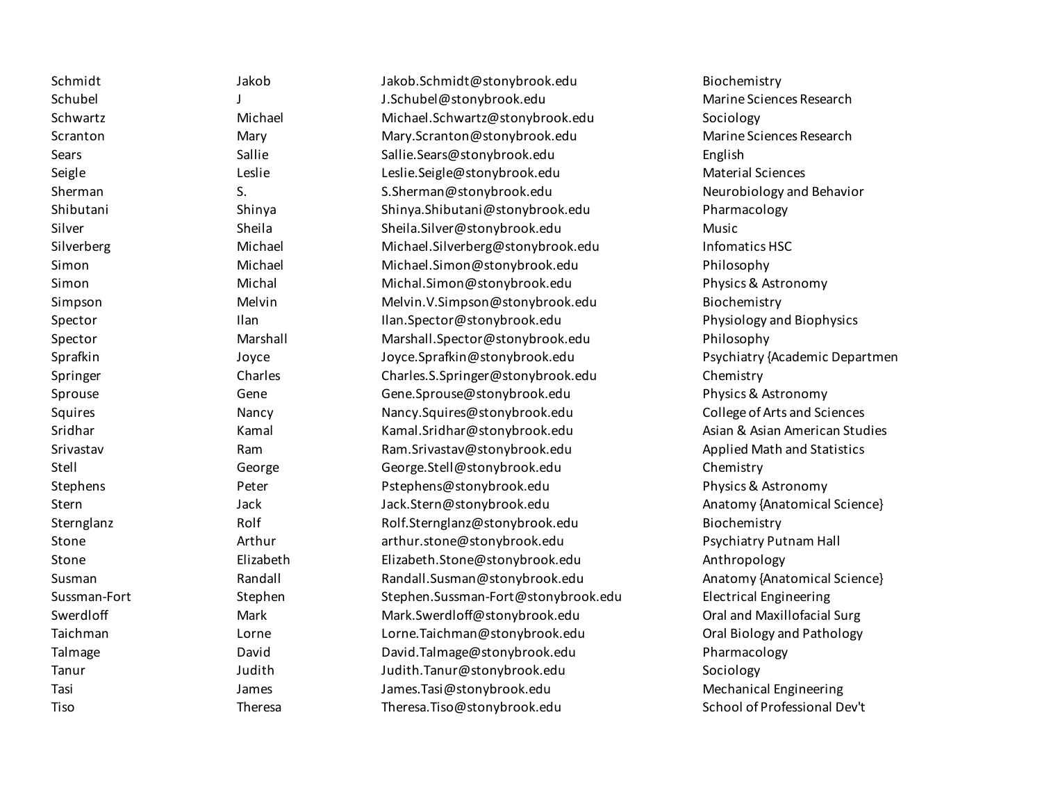| | | | |
|---|---|---|---|
| Schmidt | Jakob | Jakob.Schmidt@stonybrook.edu | Biochemistry |
| Schubel | J | J.Schubel@stonybrook.edu | Marine Sciences Research |
| Schwartz | Michael | Michael.Schwartz@stonybrook.edu | Sociology |
| Scranton | Mary | Mary.Scranton@stonybrook.edu | Marine Sciences Research |
| Sears | Sallie | Sallie.Sears@stonybrook.edu | English |
| Seigle | Leslie | Leslie.Seigle@stonybrook.edu | Material Sciences |
| Sherman | S. | S.Sherman@stonybrook.edu | Neurobiology and Behavior |
| Shibutani | Shinya | Shinya.Shibutani@stonybrook.edu | Pharmacology |
| Silver | Sheila | Sheila.Silver@stonybrook.edu | Music |
| Silverberg | Michael | Michael.Silverberg@stonybrook.edu | Infomatics HSC |
| Simon | Michael | Michael.Simon@stonybrook.edu | Philosophy |
| Simon | Michal | Michal.Simon@stonybrook.edu | Physics & Astronomy |
| Simpson | Melvin | Melvin.V.Simpson@stonybrook.edu | Biochemistry |
| Spector | Ilan | Ilan.Spector@stonybrook.edu | Physiology and Biophysics |
| Spector | Marshall | Marshall.Spector@stonybrook.edu | Philosophy |
| Sprafkin | Joyce | Joyce.Sprafkin@stonybrook.edu | Psychiatry {Academic Departmen |
| Springer | Charles | Charles.S.Springer@stonybrook.edu | Chemistry |
| Sprouse | Gene | Gene.Sprouse@stonybrook.edu | Physics & Astronomy |
| Squires | Nancy | Nancy.Squires@stonybrook.edu | College of Arts and Sciences |
| Sridhar | Kamal | Kamal.Sridhar@stonybrook.edu | Asian & Asian American Studies |
| Srivastav | Ram | Ram.Srivastav@stonybrook.edu | Applied Math and Statistics |
| Stell | George | George.Stell@stonybrook.edu | Chemistry |
| Stephens | Peter | Pstephens@stonybrook.edu | Physics & Astronomy |
| Stern | Jack | Jack.Stern@stonybrook.edu | Anatomy {Anatomical Science} |
| Sternglanz | Rolf | Rolf.Sternglanz@stonybrook.edu | Biochemistry |
| Stone | Arthur | arthur.stone@stonybrook.edu | Psychiatry Putnam Hall |
| Stone | Elizabeth | Elizabeth.Stone@stonybrook.edu | Anthropology |
| Susman | Randall | Randall.Susman@stonybrook.edu | Anatomy {Anatomical Science} |
| Sussman-Fort | Stephen | Stephen.Sussman-Fort@stonybrook.edu | Electrical Engineering |
| Swerdloff | Mark | Mark.Swerdloff@stonybrook.edu | Oral and Maxillofacial Surg |
| Taichman | Lorne | Lorne.Taichman@stonybrook.edu | Oral Biology and Pathology |
| Talmage | David | David.Talmage@stonybrook.edu | Pharmacology |
| Tanur | Judith | Judith.Tanur@stonybrook.edu | Sociology |
| Tasi | James | James.Tasi@stonybrook.edu | Mechanical Engineering |
| Tiso | Theresa | Theresa.Tiso@stonybrook.edu | School of Professional Dev't |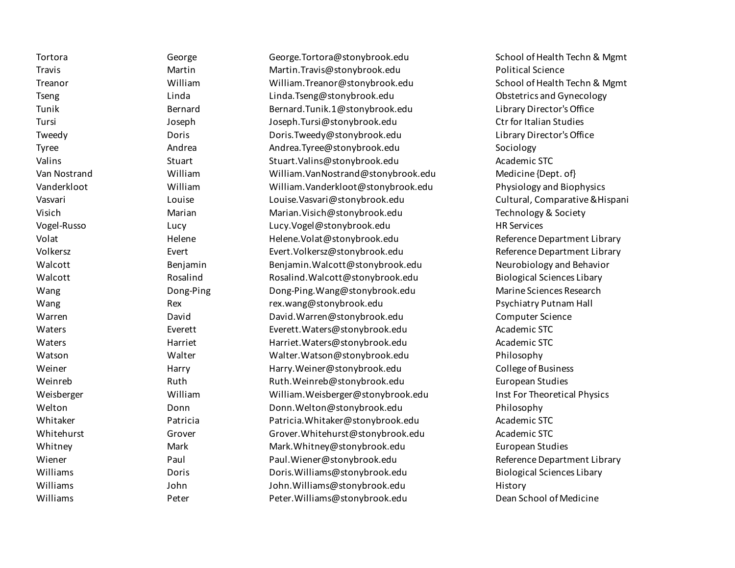| | | | |
|---|---|---|---|
| Tortora | George | George.Tortora@stonybrook.edu | School of Health Techn & Mgmt |
| Travis | Martin | Martin.Travis@stonybrook.edu | Political Science |
| Treanor | William | William.Treanor@stonybrook.edu | School of Health Techn & Mgmt |
| Tseng | Linda | Linda.Tseng@stonybrook.edu | Obstetrics and Gynecology |
| Tunik | Bernard | Bernard.Tunik.1@stonybrook.edu | Library Director's Office |
| Tursi | Joseph | Joseph.Tursi@stonybrook.edu | Ctr for Italian Studies |
| Tweedy | Doris | Doris.Tweedy@stonybrook.edu | Library Director's Office |
| Tyree | Andrea | Andrea.Tyree@stonybrook.edu | Sociology |
| Valins | Stuart | Stuart.Valins@stonybrook.edu | Academic STC |
| Van Nostrand | William | William.VanNostrand@stonybrook.edu | Medicine {Dept. of} |
| Vanderkloot | William | William.Vanderkloot@stonybrook.edu | Physiology and Biophysics |
| Vasvari | Louise | Louise.Vasvari@stonybrook.edu | Cultural, Comparative &Hispani |
| Visich | Marian | Marian.Visich@stonybrook.edu | Technology & Society |
| Vogel-Russo | Lucy | Lucy.Vogel@stonybrook.edu | HR Services |
| Volat | Helene | Helene.Volat@stonybrook.edu | Reference Department Library |
| Volkersz | Evert | Evert.Volkersz@stonybrook.edu | Reference Department Library |
| Walcott | Benjamin | Benjamin.Walcott@stonybrook.edu | Neurobiology and Behavior |
| Walcott | Rosalind | Rosalind.Walcott@stonybrook.edu | Biological Sciences Libary |
| Wang | Dong-Ping | Dong-Ping.Wang@stonybrook.edu | Marine Sciences Research |
| Wang | Rex | rex.wang@stonybrook.edu | Psychiatry Putnam Hall |
| Warren | David | David.Warren@stonybrook.edu | Computer Science |
| Waters | Everett | Everett.Waters@stonybrook.edu | Academic STC |
| Waters | Harriet | Harriet.Waters@stonybrook.edu | Academic STC |
| Watson | Walter | Walter.Watson@stonybrook.edu | Philosophy |
| Weiner | Harry | Harry.Weiner@stonybrook.edu | College of Business |
| Weinreb | Ruth | Ruth.Weinreb@stonybrook.edu | European Studies |
| Weisberger | William | William.Weisberger@stonybrook.edu | Inst For Theoretical Physics |
| Welton | Donn | Donn.Welton@stonybrook.edu | Philosophy |
| Whitaker | Patricia | Patricia.Whitaker@stonybrook.edu | Academic STC |
| Whitehurst | Grover | Grover.Whitehurst@stonybrook.edu | Academic STC |
| Whitney | Mark | Mark.Whitney@stonybrook.edu | European Studies |
| Wiener | Paul | Paul.Wiener@stonybrook.edu | Reference Department Library |
| Williams | Doris | Doris.Williams@stonybrook.edu | Biological Sciences Libary |
| Williams | John | John.Williams@stonybrook.edu | History |
| Williams | Peter | Peter.Williams@stonybrook.edu | Dean School of Medicine |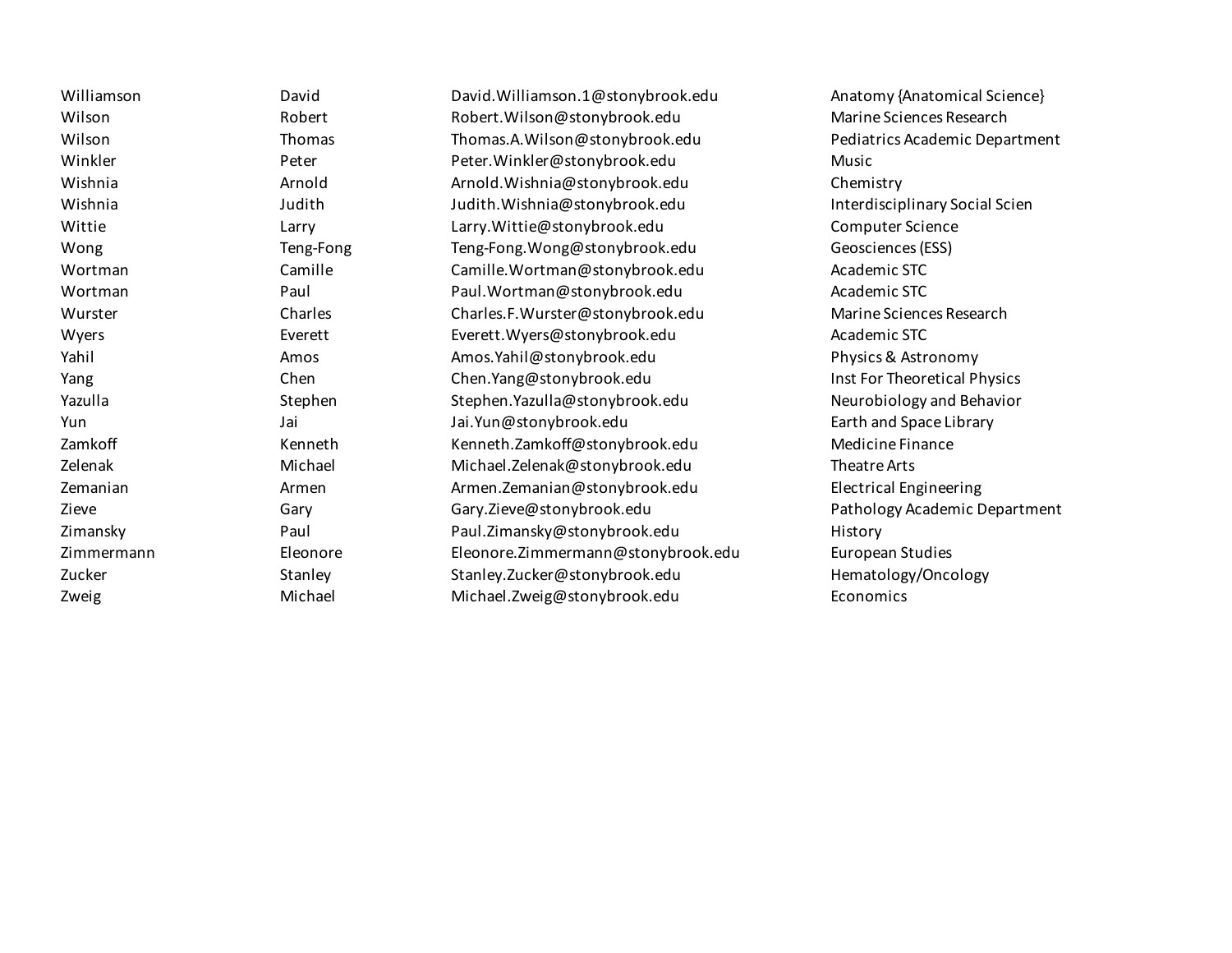| | | | |
|---|---|---|---|
| Williamson | David | David.Williamson.1@stonybrook.edu | Anatomy {Anatomical Science} |
| Wilson | Robert | Robert.Wilson@stonybrook.edu | Marine Sciences Research |
| Wilson | Thomas | Thomas.A.Wilson@stonybrook.edu | Pediatrics Academic Department |
| Winkler | Peter | Peter.Winkler@stonybrook.edu | Music |
| Wishnia | Arnold | Arnold.Wishnia@stonybrook.edu | Chemistry |
| Wishnia | Judith | Judith.Wishnia@stonybrook.edu | Interdisciplinary Social Scien |
| Wittie | Larry | Larry.Wittie@stonybrook.edu | Computer Science |
| Wong | Teng-Fong | Teng-Fong.Wong@stonybrook.edu | Geosciences (ESS) |
| Wortman | Camille | Camille.Wortman@stonybrook.edu | Academic STC |
| Wortman | Paul | Paul.Wortman@stonybrook.edu | Academic STC |
| Wurster | Charles | Charles.F.Wurster@stonybrook.edu | Marine Sciences Research |
| Wyers | Everett | Everett.Wyers@stonybrook.edu | Academic STC |
| Yahil | Amos | Amos.Yahil@stonybrook.edu | Physics & Astronomy |
| Yang | Chen | Chen.Yang@stonybrook.edu | Inst For Theoretical Physics |
| Yazulla | Stephen | Stephen.Yazulla@stonybrook.edu | Neurobiology and Behavior |
| Yun | Jai | Jai.Yun@stonybrook.edu | Earth and Space Library |
| Zamkoff | Kenneth | Kenneth.Zamkoff@stonybrook.edu | Medicine Finance |
| Zelenak | Michael | Michael.Zelenak@stonybrook.edu | Theatre Arts |
| Zemanian | Armen | Armen.Zemanian@stonybrook.edu | Electrical Engineering |
| Zieve | Gary | Gary.Zieve@stonybrook.edu | Pathology Academic Department |
| Zimansky | Paul | Paul.Zimansky@stonybrook.edu | History |
| Zimmermann | Eleonore | Eleonore.Zimmermann@stonybrook.edu | European Studies |
| Zucker | Stanley | Stanley.Zucker@stonybrook.edu | Hematology/Oncology |
| Zweig | Michael | Michael.Zweig@stonybrook.edu | Economics |